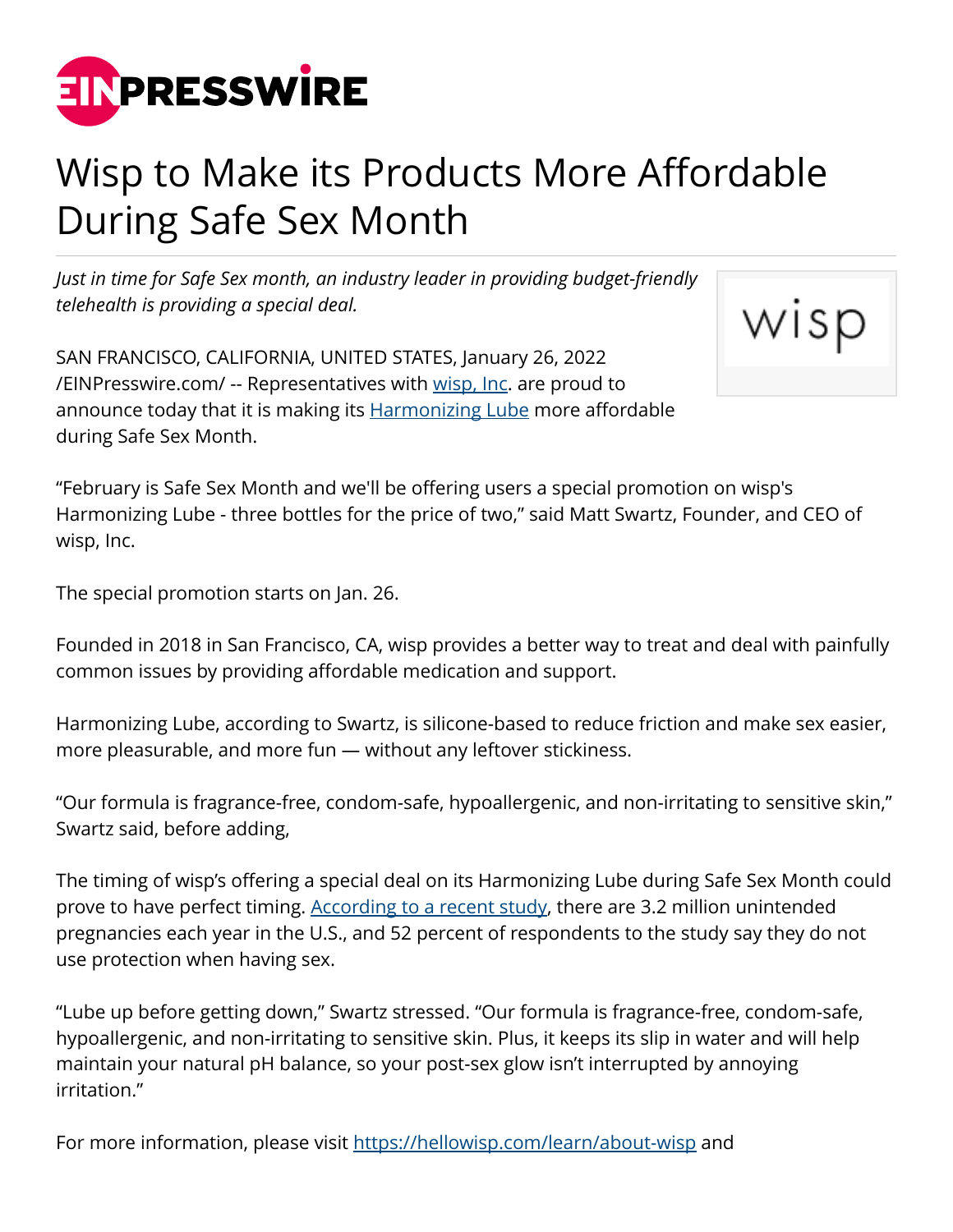# Wisp to Make its Products More Affordable During Safe Sex Month

*Just in time for Safe Sex month, an industry leader in providing budget-friendly telehealth is providing a special deal.*

SAN FRANCISCO, CALIFORNIA, UNITED STATES, January 26, 2022 /EINPresswire.com/ -- Representatives with wisp, Inc. are proud to announce today that it is making its Harmonizing Lube more affordable during Safe Sex Month.

"February is Safe Sex Month and we'll be offering users a special promotion on wisp's Harmonizing Lube - three bottles for the price of two," said Matt Swartz, Founder, and CEO of wisp, Inc.

The special promotion starts on Jan. 26.

Founded in 2018 in San Francisco, CA, wisp provides a better way to treat and deal with painfully common issues by providing affordable medication and support.

Harmonizing Lube, according to Swartz, is silicone-based to reduce friction and make sex easier, more pleasurable, and more fun — without any leftover stickiness.

"Our formula is fragrance-free, condom-safe, hypoallergenic, and non-irritating to sensitive skin," Swartz said, before adding,

The timing of wisp's offering a special deal on its Harmonizing Lube during Safe Sex Month could prove to have perfect timing. According to a recent study, there are 3.2 million unintended pregnancies each year in the U.S., and 52 percent of respondents to the study say they do not use protection when having sex.

"Lube up before getting down," Swartz stressed. "Our formula is fragrance-free, condom-safe, hypoallergenic, and non-irritating to sensitive skin. Plus, it keeps its slip in water and will help maintain your natural pH balance, so your post-sex glow isn't interrupted by annoying irritation."

For more information, please visit https://hellowisp.com/learn/about-wisp and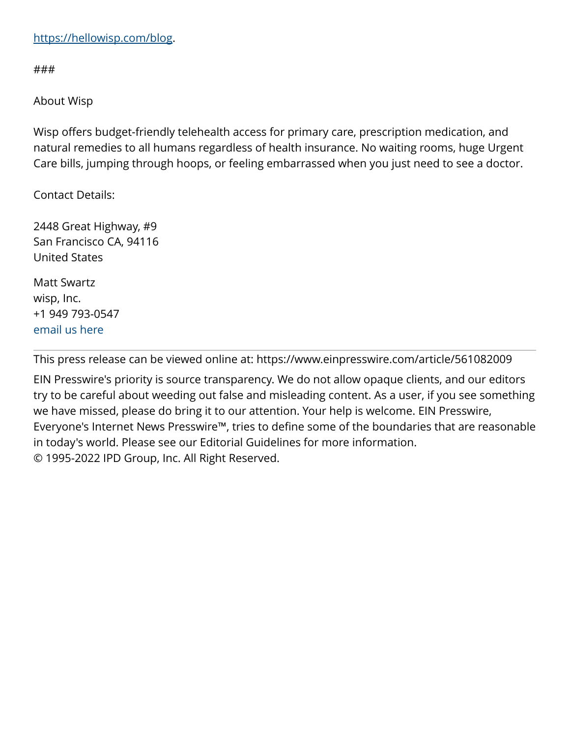https://hellowisp.com/blog.

###

About Wisp

Wisp offers budget-friendly telehealth access for primary care, prescription medication, and natural remedies to all humans regardless of health insurance. No waiting rooms, huge Urgent Care bills, jumping through hoops, or feeling embarrassed when you just need to see a doctor.

Contact Details:

2448 Great Highway, #9
San Francisco CA, 94116
United States

Matt Swartz
wisp, Inc.
+1 949 793-0547
email us here

---

This press release can be viewed online at: https://www.einpresswire.com/article/561082009

EIN Presswire's priority is source transparency. We do not allow opaque clients, and our editors try to be careful about weeding out false and misleading content. As a user, if you see something we have missed, please do bring it to our attention. Your help is welcome. EIN Presswire, Everyone's Internet News Presswire™, tries to define some of the boundaries that are reasonable in today's world. Please see our Editorial Guidelines for more information.
© 1995-2022 IPD Group, Inc. All Right Reserved.